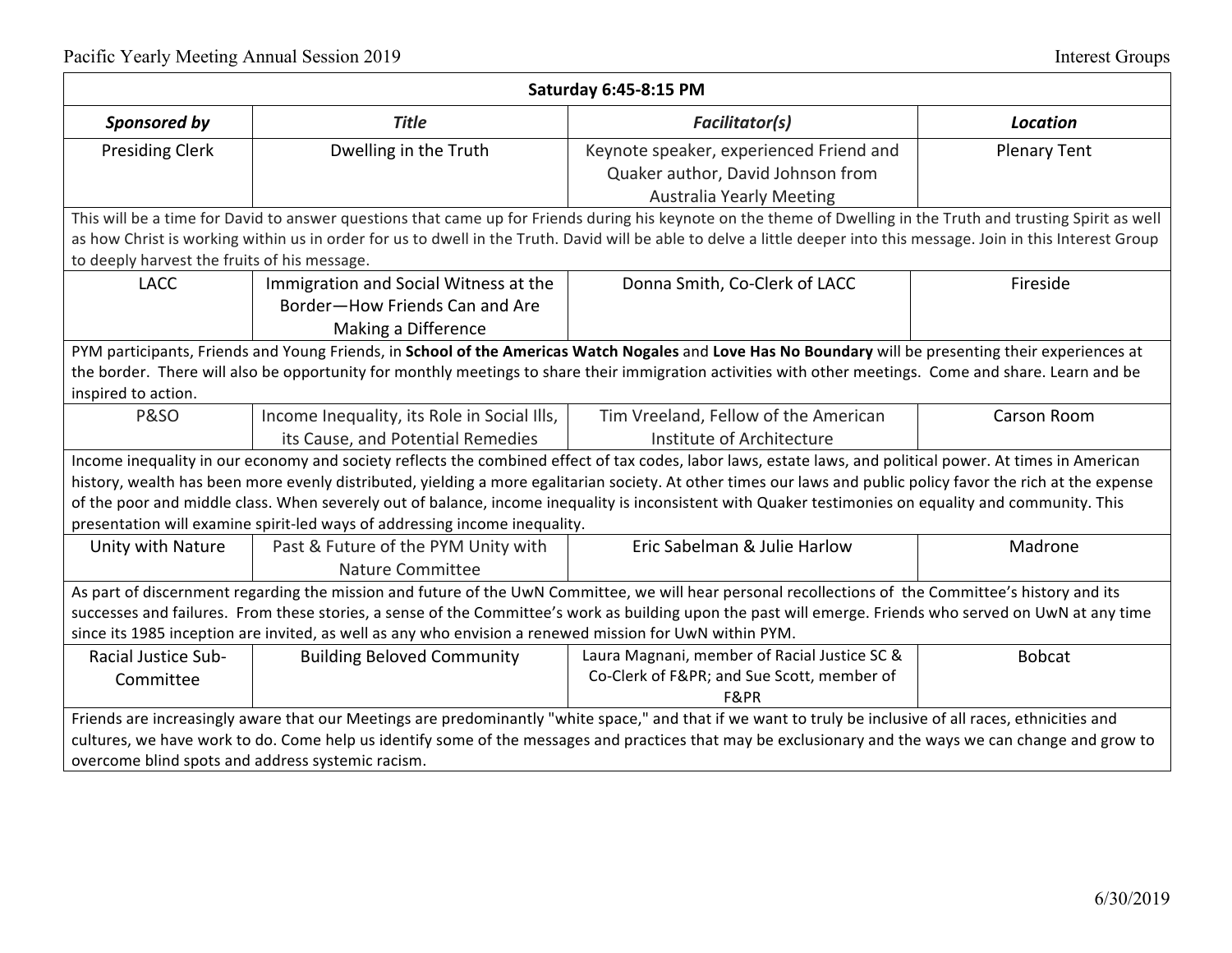Pacific Yearly Meeting Annual Session 2019

Interest Groups

| Saturday 6:45-8:15 PM | | | |
|---|---|---|---|
| ***Sponsored by*** | ***Title*** | ***Facilitator(s)*** | ***Location*** |
| Presiding Clerk | Dwelling in the Truth | Keynote speaker, experienced Friend and Quaker author, David Johnson from Australia Yearly Meeting | Plenary Tent |
| This will be a time for David to answer questions that came up for Friends during his keynote on the theme of Dwelling in the Truth and trusting Spirit as well as how Christ is working within us in order for us to dwell in the Truth. David will be able to delve a little deeper into this message. Join in this Interest Group to deeply harvest the fruits of his message. | | | |
| LACC | Immigration and Social Witness at the Border—How Friends Can and Are Making a Difference | Donna Smith, Co-Clerk of LACC | Fireside |
| PYM participants, Friends and Young Friends, in **School of the Americas Watch Nogales** and **Love Has No Boundary** will be presenting their experiences at the border. There will also be opportunity for monthly meetings to share their immigration activities with other meetings. Come and share. Learn and be inspired to action. | | | |
| P&SO | Income Inequality, its Role in Social Ills, its Cause, and Potential Remedies | Tim Vreeland, Fellow of the American Institute of Architecture | Carson Room |
| Income inequality in our economy and society reflects the combined effect of tax codes, labor laws, estate laws, and political power. At times in American history, wealth has been more evenly distributed, yielding a more egalitarian society. At other times our laws and public policy favor the rich at the expense of the poor and middle class. When severely out of balance, income inequality is inconsistent with Quaker testimonies on equality and community. This presentation will examine spirit-led ways of addressing income inequality. | | | |
| Unity with Nature | Past & Future of the PYM Unity with Nature Committee | Eric Sabelman & Julie Harlow | Madrone |
| As part of discernment regarding the mission and future of the UwN Committee, we will hear personal recollections of the Committee's history and its successes and failures. From these stories, a sense of the Committee's work as building upon the past will emerge. Friends who served on UwN at any time since its 1985 inception are invited, as well as any who envision a renewed mission for UwN within PYM. | | | |
| Racial Justice Sub-Committee | Building Beloved Community | Laura Magnani, member of Racial Justice SC & Co-Clerk of F&PR; and Sue Scott, member of F&PR | Bobcat |
| Friends are increasingly aware that our Meetings are predominantly "white space," and that if we want to truly be inclusive of all races, ethnicities and cultures, we have work to do. Come help us identify some of the messages and practices that may be exclusionary and the ways we can change and grow to overcome blind spots and address systemic racism. | | | |

6/30/2019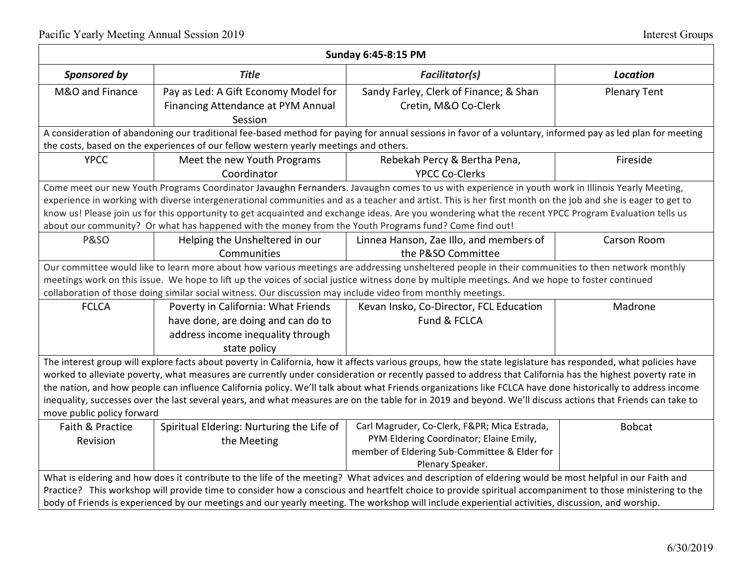| Sunday 6:45-8:15 PM | | | |
|---|---|---|---|
| ***Sponsored by*** | ***Title*** | ***Facilitator(s)*** | ***Location*** |
| M&O and Finance | Pay as Led: A Gift Economy Model for Financing Attendance at PYM Annual Session | Sandy Farley, Clerk of Finance; & Shan Cretin, M&O Co-Clerk | Plenary Tent |
| A consideration of abandoning our traditional fee-based method for paying for annual sessions in favor of a voluntary, informed pay as led plan for meeting the costs, based on the experiences of our fellow western yearly meetings and others. | | | |
| YPCC | Meet the new Youth Programs Coordinator | Rebekah Percy & Bertha Pena, YPCC Co-Clerks | Fireside |
| Come meet our new Youth Programs Coordinator Javaughn Fernanders. Javaughn comes to us with experience in youth work in Illinois Yearly Meeting, experience in working with diverse intergenerational communities and as a teacher and artist. This is her first month on the job and she is eager to get to know us! Please join us for this opportunity to get acquainted and exchange ideas. Are you wondering what the recent YPCC Program Evaluation tells us about our community? Or what has happened with the money from the Youth Programs fund? Come find out! | | | |
| P&SO | Helping the Unsheltered in our Communities | Linnea Hanson, Zae Illo, and members of the P&SO Committee | Carson Room |
| Our committee would like to learn more about how various meetings are addressing unsheltered people in their communities to then network monthly meetings work on this issue. We hope to lift up the voices of social justice witness done by multiple meetings. And we hope to foster continued collaboration of those doing similar social witness. Our discussion may include video from monthly meetings. | | | |
| FCLCA | Poverty in California: What Friends have done, are doing and can do to address income inequality through state policy | Kevan Insko, Co-Director, FCL Education Fund & FCLCA | Madrone |
| The interest group will explore facts about poverty in California, how it affects various groups, how the state legislature has responded, what policies have worked to alleviate poverty, what measures are currently under consideration or recently passed to address that California has the highest poverty rate in the nation, and how people can influence California policy. We'll talk about what Friends organizations like FCLCA have done historically to address income inequality, successes over the last several years, and what measures are on the table for in 2019 and beyond. We'll discuss actions that Friends can take to move public policy forward | | | |
| Faith & Practice Revision | Spiritual Eldering: Nurturing the Life of the Meeting | Carl Magruder, Co-Clerk, F&PR; Mica Estrada, PYM Eldering Coordinator; Elaine Emily, member of Eldering Sub-Committee & Elder for Plenary Speaker. | Bobcat |
| What is eldering and how does it contribute to the life of the meeting? What advices and description of eldering would be most helpful in our Faith and Practice? This workshop will provide time to consider how a conscious and heartfelt choice to provide spiritual accompaniment to those ministering to the body of Friends is experienced by our meetings and our yearly meeting. The workshop will include experiential activities, discussion, and worship. | | | |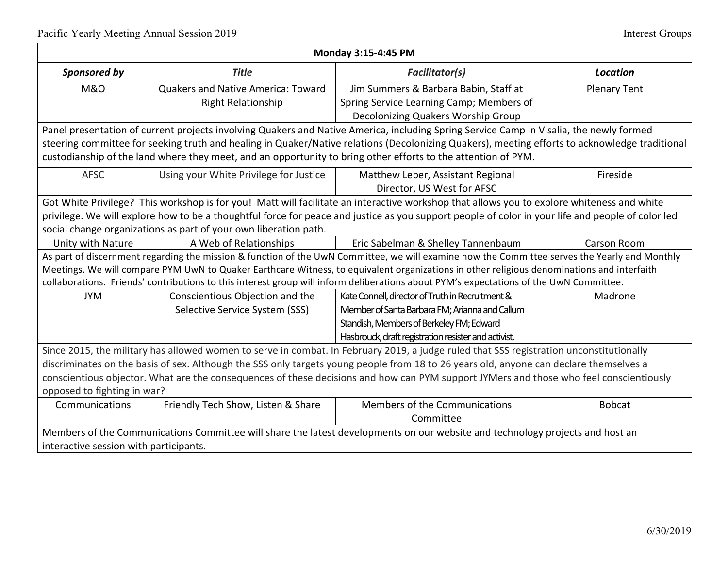| Monday 3:15-4:45 PM | | | |
|---|---|---|---|
| ***Sponsored by*** | ***Title*** | ***Facilitator(s)*** | ***Location*** |
| M&O | Quakers and Native America: Toward Right Relationship | Jim Summers & Barbara Babin, Staff at Spring Service Learning Camp; Members of Decolonizing Quakers Worship Group | Plenary Tent |
| Panel presentation of current projects involving Quakers and Native America, including Spring Service Camp in Visalia, the newly formed steering committee for seeking truth and healing in Quaker/Native relations (Decolonizing Quakers), meeting efforts to acknowledge traditional custodianship of the land where they meet, and an opportunity to bring other efforts to the attention of PYM. | | | |
| AFSC | Using your White Privilege for Justice | Matthew Leber, Assistant Regional Director, US West for AFSC | Fireside |
| Got White Privilege? This workshop is for you! Matt will facilitate an interactive workshop that allows you to explore whiteness and white privilege. We will explore how to be a thoughtful force for peace and justice as you support people of color in your life and people of color led social change organizations as part of your own liberation path. | | | |
| Unity with Nature | A Web of Relationships | Eric Sabelman & Shelley Tannenbaum | Carson Room |
| As part of discernment regarding the mission & function of the UwN Committee, we will examine how the Committee serves the Yearly and Monthly Meetings. We will compare PYM UwN to Quaker Earthcare Witness, to equivalent organizations in other religious denominations and interfaith collaborations. Friends' contributions to this interest group will inform deliberations about PYM's expectations of the UwN Committee. | | | |
| JYM | Conscientious Objection and the Selective Service System (SSS) | Kate Connell, director of Truth in Recruitment & Member of Santa Barbara FM; Arianna and Callum Standish, Members of Berkeley FM; Edward Hasbrouck, draft registration resister and activist. | Madrone |
| Since 2015, the military has allowed women to serve in combat. In February 2019, a judge ruled that SSS registration unconstitutionally discriminates on the basis of sex. Although the SSS only targets young people from 18 to 26 years old, anyone can declare themselves a conscientious objector. What are the consequences of these decisions and how can PYM support JYMers and those who feel conscientiously opposed to fighting in war? | | | |
| Communications | Friendly Tech Show, Listen & Share | Members of the Communications Committee | Bobcat |
| Members of the Communications Committee will share the latest developments on our website and technology projects and host an interactive session with participants. | | | |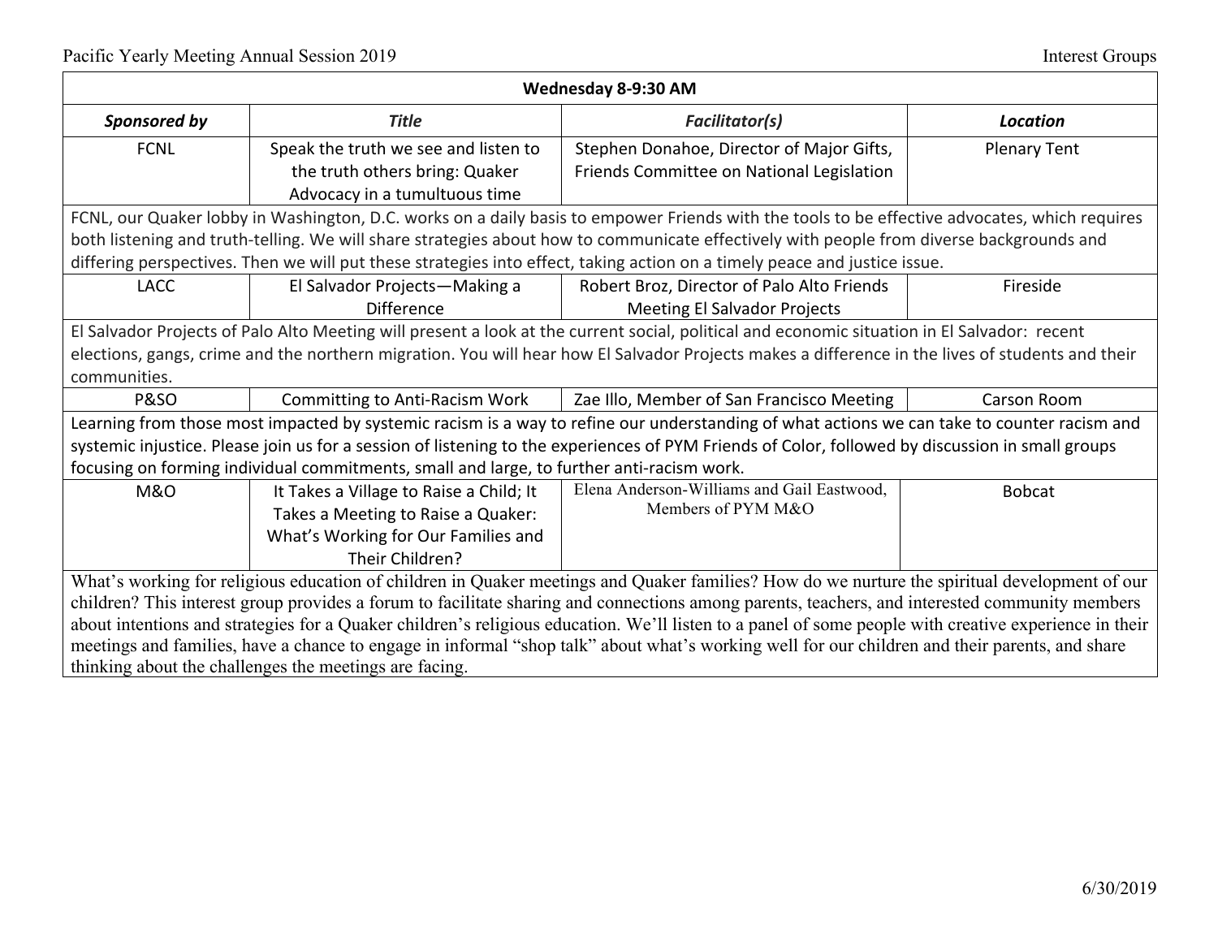| Wednesday 8-9:30 AM | | | |
|---|---|---|---|
| ***Sponsored by*** | ***Title*** | ***Facilitator(s)*** | ***Location*** |
| FCNL | Speak the truth we see and listen to the truth others bring: Quaker Advocacy in a tumultuous time | Stephen Donahoe, Director of Major Gifts, Friends Committee on National Legislation | Plenary Tent |
| FCNL, our Quaker lobby in Washington, D.C. works on a daily basis to empower Friends with the tools to be effective advocates, which requires both listening and truth-telling. We will share strategies about how to communicate effectively with people from diverse backgrounds and differing perspectives. Then we will put these strategies into effect, taking action on a timely peace and justice issue. | | | |
| LACC | El Salvador Projects—Making a Difference | Robert Broz, Director of Palo Alto Friends Meeting El Salvador Projects | Fireside |
| El Salvador Projects of Palo Alto Meeting will present a look at the current social, political and economic situation in El Salvador: recent elections, gangs, crime and the northern migration. You will hear how El Salvador Projects makes a difference in the lives of students and their communities. | | | |
| P&SO | Committing to Anti-Racism Work | Zae Illo, Member of San Francisco Meeting | Carson Room |
| Learning from those most impacted by systemic racism is a way to refine our understanding of what actions we can take to counter racism and systemic injustice. Please join us for a session of listening to the experiences of PYM Friends of Color, followed by discussion in small groups focusing on forming individual commitments, small and large, to further anti-racism work. | | | |
| M&O | It Takes a Village to Raise a Child; It Takes a Meeting to Raise a Quaker: What's Working for Our Families and Their Children? | Elena Anderson-Williams and Gail Eastwood, Members of PYM M&O | Bobcat |
| What's working for religious education of children in Quaker meetings and Quaker families? How do we nurture the spiritual development of our children? This interest group provides a forum to facilitate sharing and connections among parents, teachers, and interested community members about intentions and strategies for a Quaker children's religious education. We'll listen to a panel of some people with creative experience in their meetings and families, have a chance to engage in informal "shop talk" about what's working well for our children and their parents, and share thinking about the challenges the meetings are facing. | | | |